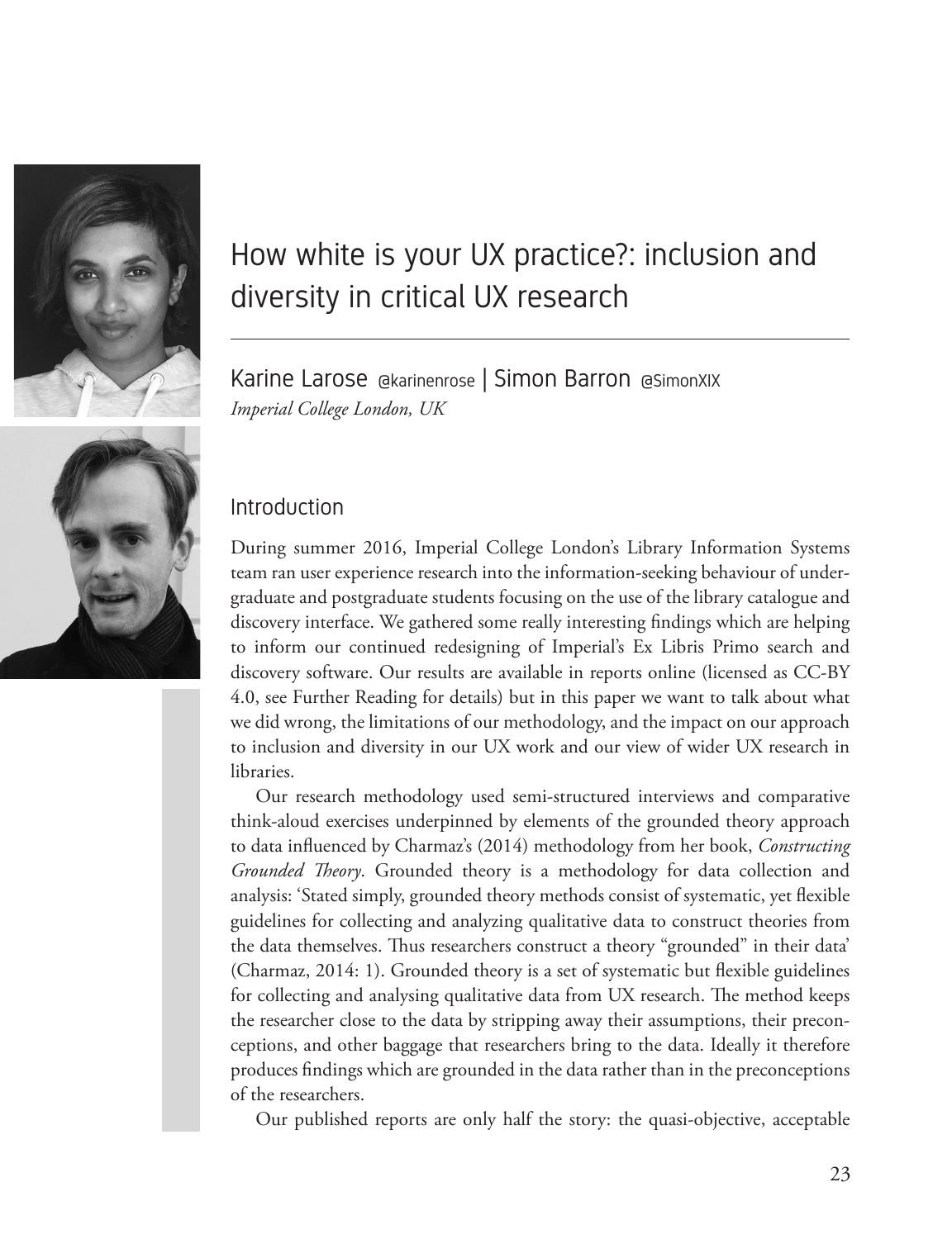# How white is your UX practice?: inclusion and diversity in critical UX research

Karine Larose @karinenrose | Simon Barron @SimonXIX
*Imperial College London, UK*

## Introduction

During summer 2016, Imperial College London's Library Information Systems team ran user experience research into the information-seeking behaviour of undergraduate and postgraduate students focusing on the use of the library catalogue and discovery interface. We gathered some really interesting findings which are helping to inform our continued redesigning of Imperial's Ex Libris Primo search and discovery software. Our results are available in reports online (licensed as CC-BY 4.0, see Further Reading for details) but in this paper we want to talk about what we did wrong, the limitations of our methodology, and the impact on our approach to inclusion and diversity in our UX work and our view of wider UX research in libraries.

Our research methodology used semi-structured interviews and comparative think-aloud exercises underpinned by elements of the grounded theory approach to data influenced by Charmaz's (2014) methodology from her book, *Constructing Grounded Theory*. Grounded theory is a methodology for data collection and analysis: 'Stated simply, grounded theory methods consist of systematic, yet flexible guidelines for collecting and analyzing qualitative data to construct theories from the data themselves. Thus researchers construct a theory "grounded" in their data' (Charmaz, 2014: 1). Grounded theory is a set of systematic but flexible guidelines for collecting and analysing qualitative data from UX research. The method keeps the researcher close to the data by stripping away their assumptions, their preconceptions, and other baggage that researchers bring to the data. Ideally it therefore produces findings which are grounded in the data rather than in the preconceptions of the researchers.

Our published reports are only half the story: the quasi-objective, acceptable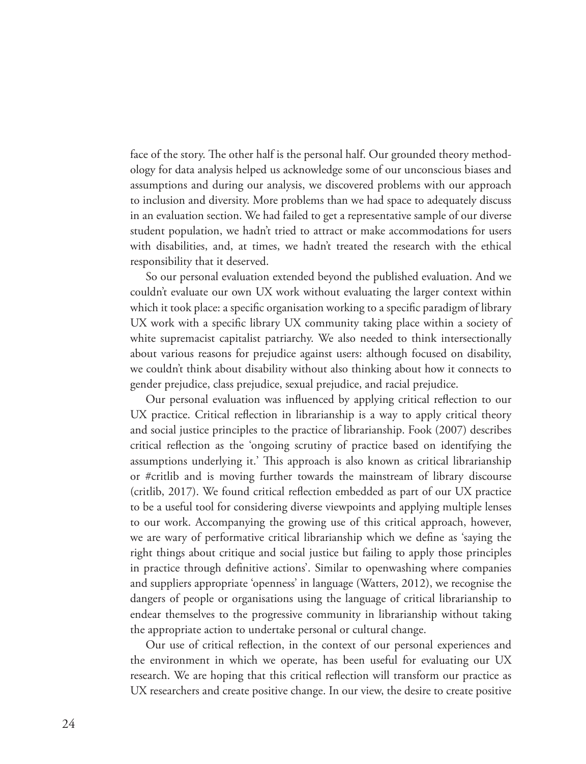face of the story. The other half is the personal half. Our grounded theory methodology for data analysis helped us acknowledge some of our unconscious biases and assumptions and during our analysis, we discovered problems with our approach to inclusion and diversity. More problems than we had space to adequately discuss in an evaluation section. We had failed to get a representative sample of our diverse student population, we hadn't tried to attract or make accommodations for users with disabilities, and, at times, we hadn't treated the research with the ethical responsibility that it deserved.

So our personal evaluation extended beyond the published evaluation. And we couldn't evaluate our own UX work without evaluating the larger context within which it took place: a specific organisation working to a specific paradigm of library UX work with a specific library UX community taking place within a society of white supremacist capitalist patriarchy. We also needed to think intersectionally about various reasons for prejudice against users: although focused on disability, we couldn't think about disability without also thinking about how it connects to gender prejudice, class prejudice, sexual prejudice, and racial prejudice.

Our personal evaluation was influenced by applying critical reflection to our UX practice. Critical reflection in librarianship is a way to apply critical theory and social justice principles to the practice of librarianship. Fook (2007) describes critical reflection as the 'ongoing scrutiny of practice based on identifying the assumptions underlying it.' This approach is also known as critical librarianship or #critlib and is moving further towards the mainstream of library discourse (critlib, 2017). We found critical reflection embedded as part of our UX practice to be a useful tool for considering diverse viewpoints and applying multiple lenses to our work. Accompanying the growing use of this critical approach, however, we are wary of performative critical librarianship which we define as 'saying the right things about critique and social justice but failing to apply those principles in practice through definitive actions'. Similar to openwashing where companies and suppliers appropriate 'openness' in language (Watters, 2012), we recognise the dangers of people or organisations using the language of critical librarianship to endear themselves to the progressive community in librarianship without taking the appropriate action to undertake personal or cultural change.

Our use of critical reflection, in the context of our personal experiences and the environment in which we operate, has been useful for evaluating our UX research. We are hoping that this critical reflection will transform our practice as UX researchers and create positive change. In our view, the desire to create positive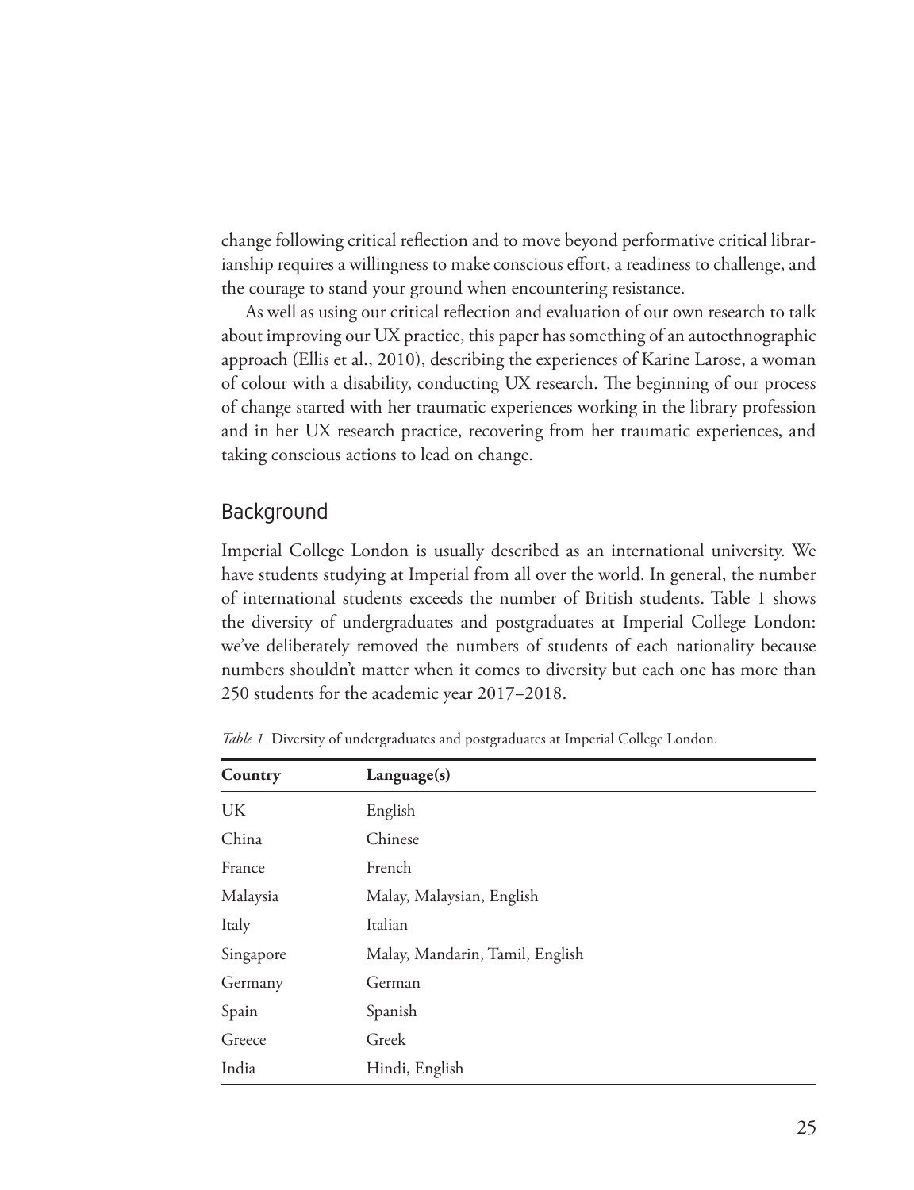change following critical reflection and to move beyond performative critical librarianship requires a willingness to make conscious effort, a readiness to challenge, and the courage to stand your ground when encountering resistance.

As well as using our critical reflection and evaluation of our own research to talk about improving our UX practice, this paper has something of an autoethnographic approach (Ellis et al., 2010), describing the experiences of Karine Larose, a woman of colour with a disability, conducting UX research. The beginning of our process of change started with her traumatic experiences working in the library profession and in her UX research practice, recovering from her traumatic experiences, and taking conscious actions to lead on change.

## Background

Imperial College London is usually described as an international university. We have students studying at Imperial from all over the world. In general, the number of international students exceeds the number of British students. Table 1 shows the diversity of undergraduates and postgraduates at Imperial College London: we've deliberately removed the numbers of students of each nationality because numbers shouldn't matter when it comes to diversity but each one has more than 250 students for the academic year 2017–2018.

*Table 1* Diversity of undergraduates and postgraduates at Imperial College London.

| Country | Language(s) |
|---|---|
| UK | English |
| China | Chinese |
| France | French |
| Malaysia | Malay, Malaysian, English |
| Italy | Italian |
| Singapore | Malay, Mandarin, Tamil, English |
| Germany | German |
| Spain | Spanish |
| Greece | Greek |
| India | Hindi, English |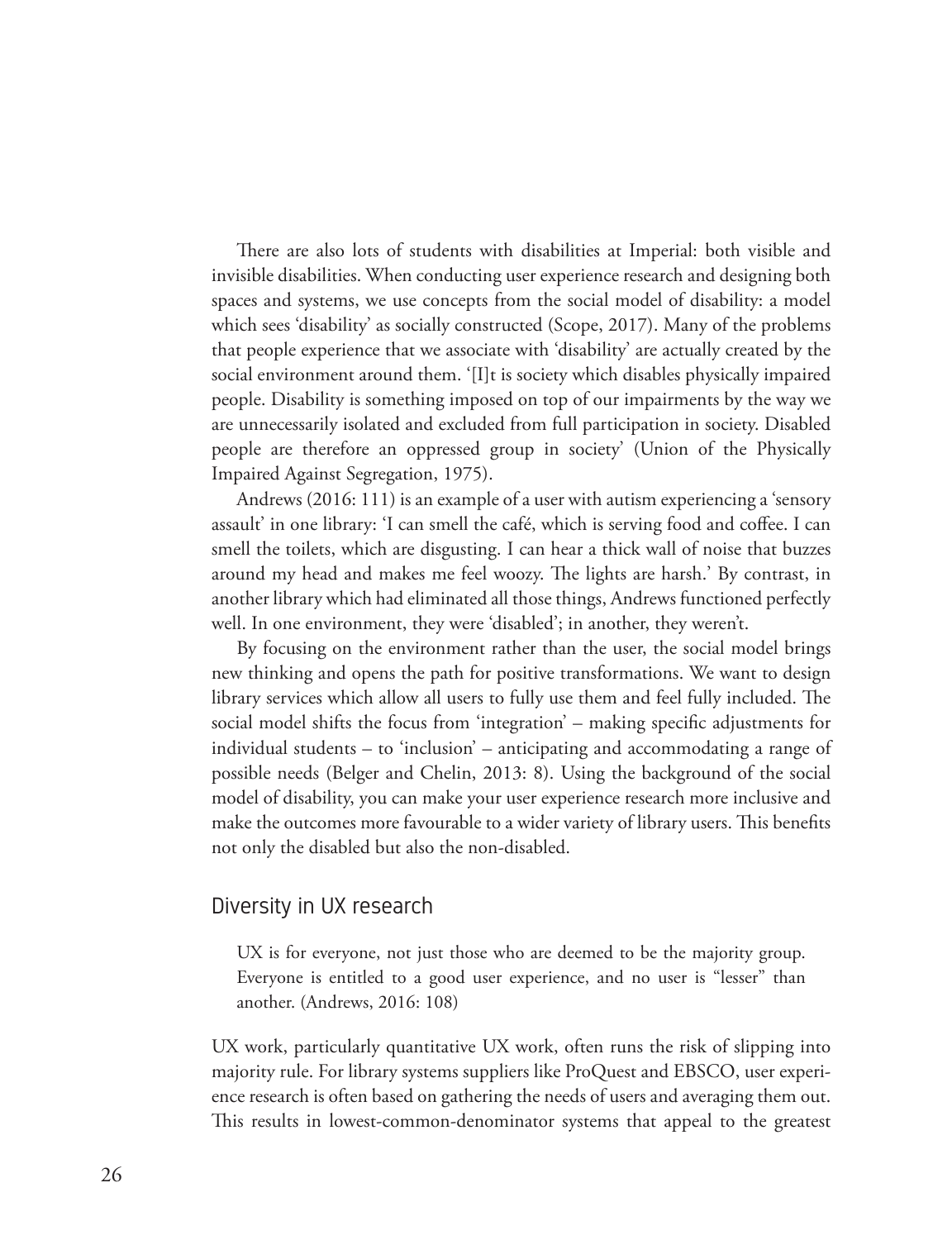There are also lots of students with disabilities at Imperial: both visible and invisible disabilities. When conducting user experience research and designing both spaces and systems, we use concepts from the social model of disability: a model which sees 'disability' as socially constructed (Scope, 2017). Many of the problems that people experience that we associate with 'disability' are actually created by the social environment around them. '[I]t is society which disables physically impaired people. Disability is something imposed on top of our impairments by the way we are unnecessarily isolated and excluded from full participation in society. Disabled people are therefore an oppressed group in society' (Union of the Physically Impaired Against Segregation, 1975).

Andrews (2016: 111) is an example of a user with autism experiencing a 'sensory assault' in one library: 'I can smell the café, which is serving food and coffee. I can smell the toilets, which are disgusting. I can hear a thick wall of noise that buzzes around my head and makes me feel woozy. The lights are harsh.' By contrast, in another library which had eliminated all those things, Andrews functioned perfectly well. In one environment, they were 'disabled'; in another, they weren't.

By focusing on the environment rather than the user, the social model brings new thinking and opens the path for positive transformations. We want to design library services which allow all users to fully use them and feel fully included. The social model shifts the focus from 'integration' – making specific adjustments for individual students – to 'inclusion' – anticipating and accommodating a range of possible needs (Belger and Chelin, 2013: 8). Using the background of the social model of disability, you can make your user experience research more inclusive and make the outcomes more favourable to a wider variety of library users. This benefits not only the disabled but also the non-disabled.

## Diversity in UX research

> UX is for everyone, not just those who are deemed to be the majority group. Everyone is entitled to a good user experience, and no user is "lesser" than another. (Andrews, 2016: 108)

UX work, particularly quantitative UX work, often runs the risk of slipping into majority rule. For library systems suppliers like ProQuest and EBSCO, user experience research is often based on gathering the needs of users and averaging them out. This results in lowest-common-denominator systems that appeal to the greatest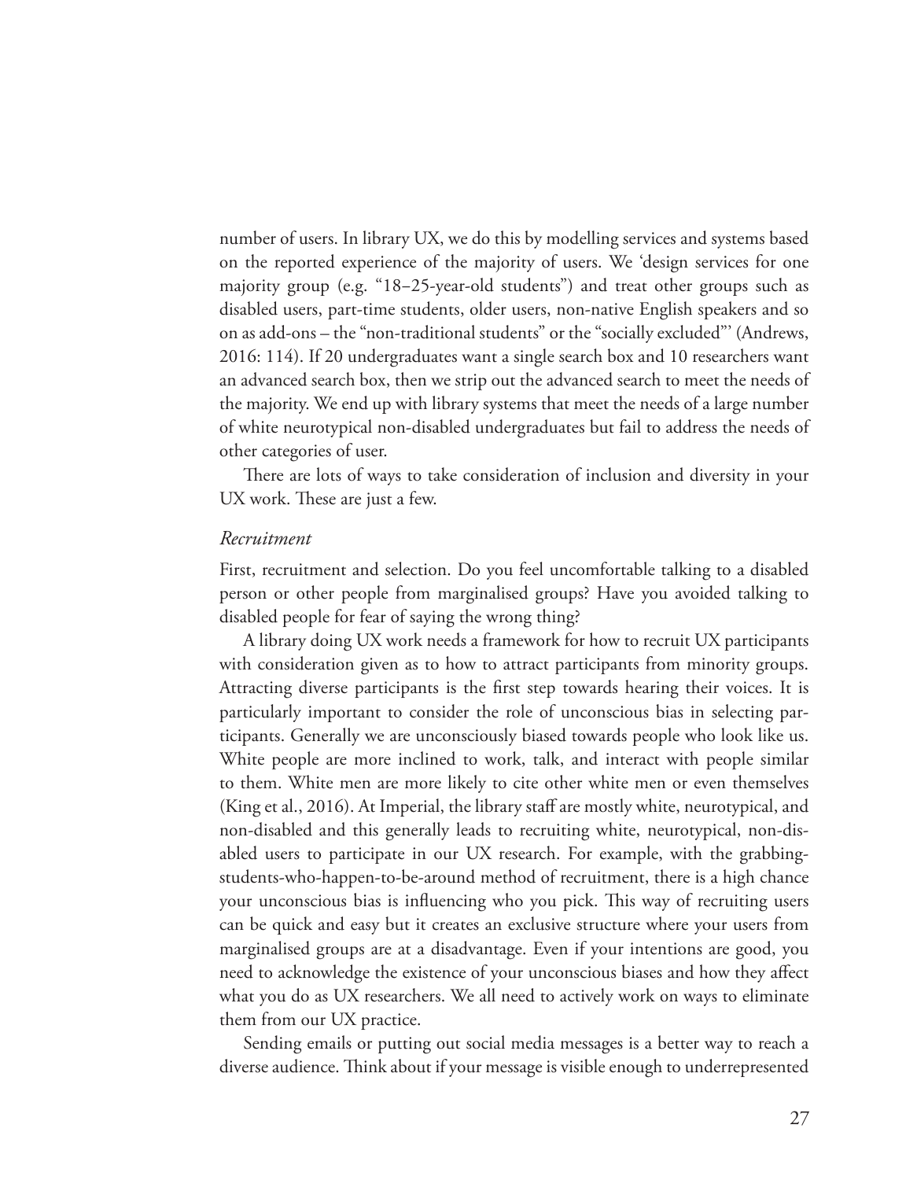number of users. In library UX, we do this by modelling services and systems based on the reported experience of the majority of users. We 'design services for one majority group (e.g. "18–25-year-old students") and treat other groups such as disabled users, part-time students, older users, non-native English speakers and so on as add-ons – the "non-traditional students" or the "socially excluded"' (Andrews, 2016: 114). If 20 undergraduates want a single search box and 10 researchers want an advanced search box, then we strip out the advanced search to meet the needs of the majority. We end up with library systems that meet the needs of a large number of white neurotypical non-disabled undergraduates but fail to address the needs of other categories of user.

There are lots of ways to take consideration of inclusion and diversity in your UX work. These are just a few.

### *Recruitment*

First, recruitment and selection. Do you feel uncomfortable talking to a disabled person or other people from marginalised groups? Have you avoided talking to disabled people for fear of saying the wrong thing?

A library doing UX work needs a framework for how to recruit UX participants with consideration given as to how to attract participants from minority groups. Attracting diverse participants is the first step towards hearing their voices. It is particularly important to consider the role of unconscious bias in selecting participants. Generally we are unconsciously biased towards people who look like us. White people are more inclined to work, talk, and interact with people similar to them. White men are more likely to cite other white men or even themselves (King et al., 2016). At Imperial, the library staff are mostly white, neurotypical, and non-disabled and this generally leads to recruiting white, neurotypical, non-disabled users to participate in our UX research. For example, with the grabbing-students-who-happen-to-be-around method of recruitment, there is a high chance your unconscious bias is influencing who you pick. This way of recruiting users can be quick and easy but it creates an exclusive structure where your users from marginalised groups are at a disadvantage. Even if your intentions are good, you need to acknowledge the existence of your unconscious biases and how they affect what you do as UX researchers. We all need to actively work on ways to eliminate them from our UX practice.

Sending emails or putting out social media messages is a better way to reach a diverse audience. Think about if your message is visible enough to underrepresented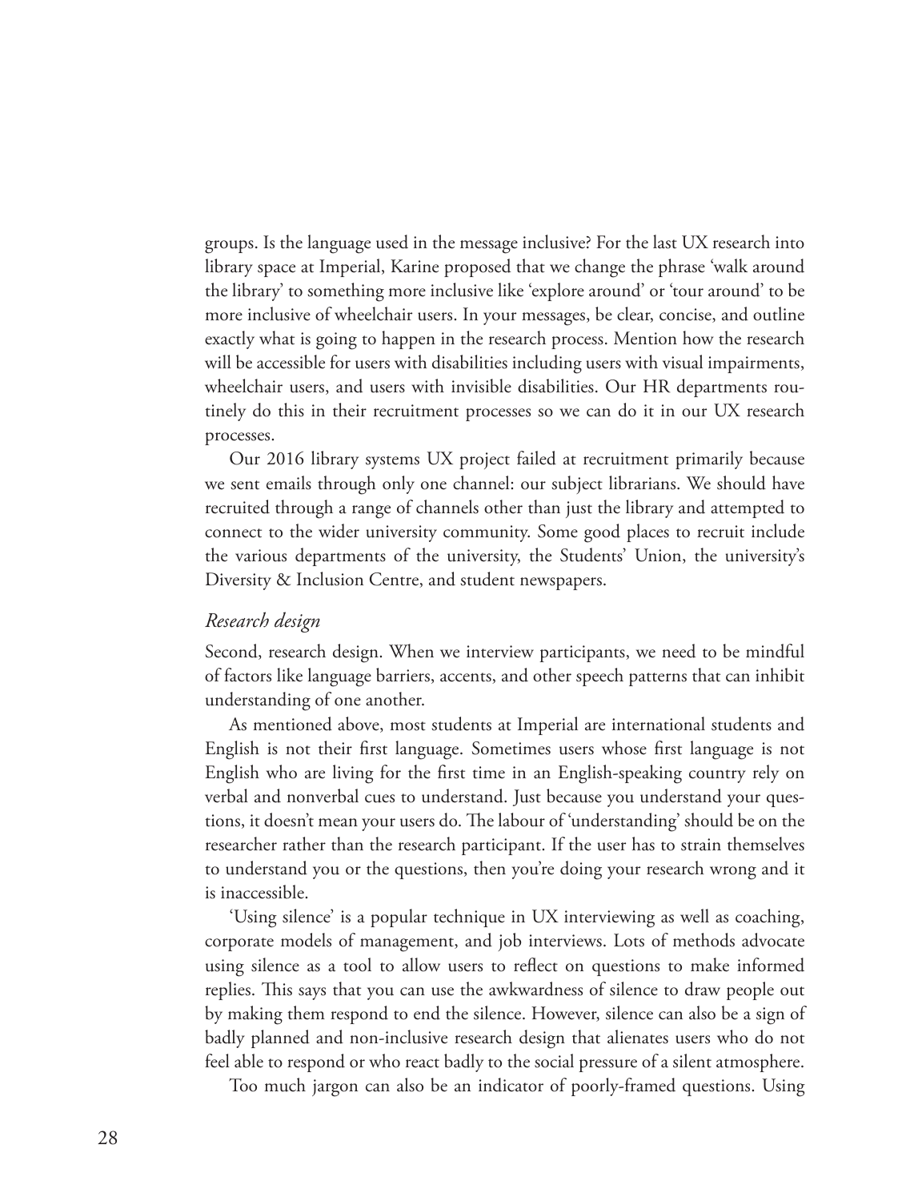groups. Is the language used in the message inclusive? For the last UX research into library space at Imperial, Karine proposed that we change the phrase 'walk around the library' to something more inclusive like 'explore around' or 'tour around' to be more inclusive of wheelchair users. In your messages, be clear, concise, and outline exactly what is going to happen in the research process. Mention how the research will be accessible for users with disabilities including users with visual impairments, wheelchair users, and users with invisible disabilities. Our HR departments routinely do this in their recruitment processes so we can do it in our UX research processes.

Our 2016 library systems UX project failed at recruitment primarily because we sent emails through only one channel: our subject librarians. We should have recruited through a range of channels other than just the library and attempted to connect to the wider university community. Some good places to recruit include the various departments of the university, the Students' Union, the university's Diversity & Inclusion Centre, and student newspapers.

### *Research design*

Second, research design. When we interview participants, we need to be mindful of factors like language barriers, accents, and other speech patterns that can inhibit understanding of one another.

As mentioned above, most students at Imperial are international students and English is not their first language. Sometimes users whose first language is not English who are living for the first time in an English-speaking country rely on verbal and nonverbal cues to understand. Just because you understand your questions, it doesn't mean your users do. The labour of 'understanding' should be on the researcher rather than the research participant. If the user has to strain themselves to understand you or the questions, then you're doing your research wrong and it is inaccessible.

'Using silence' is a popular technique in UX interviewing as well as coaching, corporate models of management, and job interviews. Lots of methods advocate using silence as a tool to allow users to reflect on questions to make informed replies. This says that you can use the awkwardness of silence to draw people out by making them respond to end the silence. However, silence can also be a sign of badly planned and non-inclusive research design that alienates users who do not feel able to respond or who react badly to the social pressure of a silent atmosphere.

Too much jargon can also be an indicator of poorly-framed questions. Using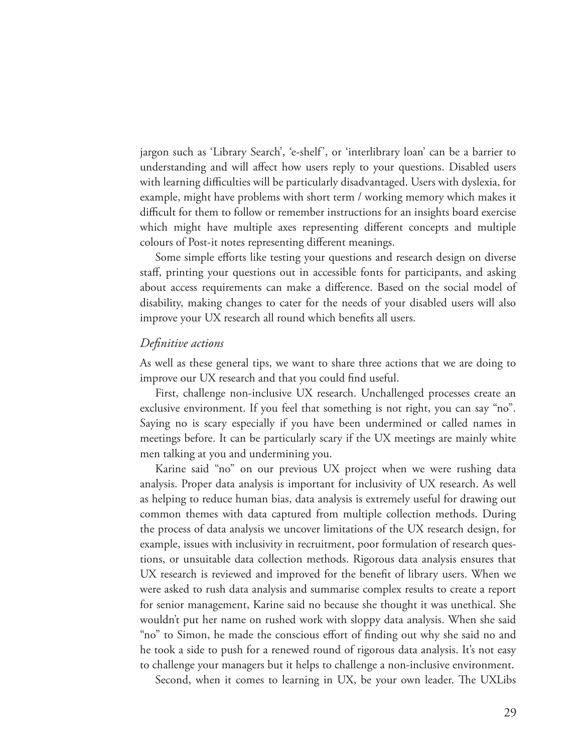jargon such as 'Library Search', 'e-shelf', or 'interlibrary loan' can be a barrier to understanding and will affect how users reply to your questions. Disabled users with learning difficulties will be particularly disadvantaged. Users with dyslexia, for example, might have problems with short term / working memory which makes it difficult for them to follow or remember instructions for an insights board exercise which might have multiple axes representing different concepts and multiple colours of Post-it notes representing different meanings.

Some simple efforts like testing your questions and research design on diverse staff, printing your questions out in accessible fonts for participants, and asking about access requirements can make a difference. Based on the social model of disability, making changes to cater for the needs of your disabled users will also improve your UX research all round which benefits all users.

### *Definitive actions*

As well as these general tips, we want to share three actions that we are doing to improve our UX research and that you could find useful.

First, challenge non-inclusive UX research. Unchallenged processes create an exclusive environment. If you feel that something is not right, you can say "no". Saying no is scary especially if you have been undermined or called names in meetings before. It can be particularly scary if the UX meetings are mainly white men talking at you and undermining you.

Karine said "no" on our previous UX project when we were rushing data analysis. Proper data analysis is important for inclusivity of UX research. As well as helping to reduce human bias, data analysis is extremely useful for drawing out common themes with data captured from multiple collection methods. During the process of data analysis we uncover limitations of the UX research design, for example, issues with inclusivity in recruitment, poor formulation of research questions, or unsuitable data collection methods. Rigorous data analysis ensures that UX research is reviewed and improved for the benefit of library users. When we were asked to rush data analysis and summarise complex results to create a report for senior management, Karine said no because she thought it was unethical. She wouldn't put her name on rushed work with sloppy data analysis. When she said "no" to Simon, he made the conscious effort of finding out why she said no and he took a side to push for a renewed round of rigorous data analysis. It's not easy to challenge your managers but it helps to challenge a non-inclusive environment.

Second, when it comes to learning in UX, be your own leader. The UXLibs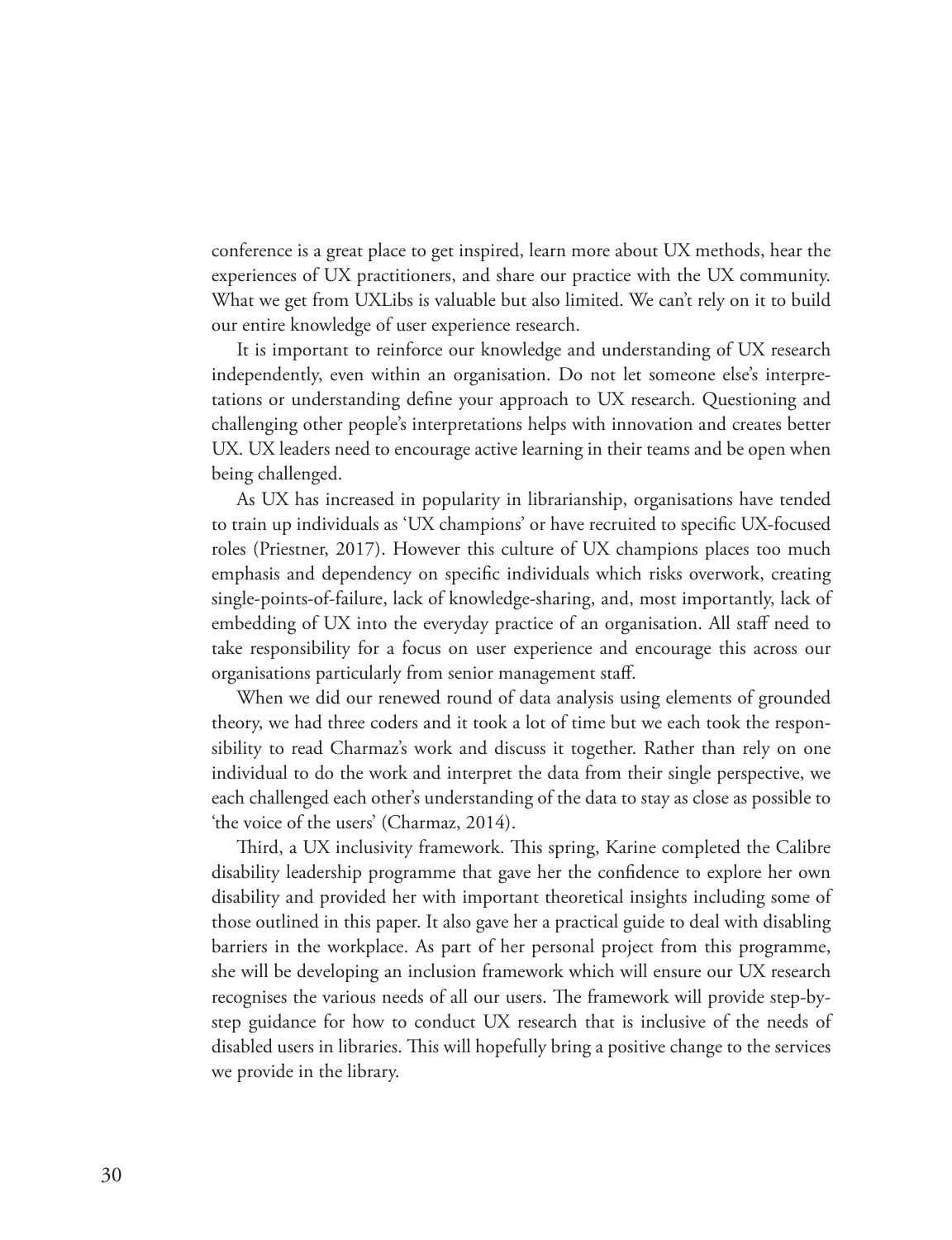conference is a great place to get inspired, learn more about UX methods, hear the experiences of UX practitioners, and share our practice with the UX community. What we get from UXLibs is valuable but also limited. We can't rely on it to build our entire knowledge of user experience research.

It is important to reinforce our knowledge and understanding of UX research independently, even within an organisation. Do not let someone else's interpretations or understanding define your approach to UX research. Questioning and challenging other people's interpretations helps with innovation and creates better UX. UX leaders need to encourage active learning in their teams and be open when being challenged.

As UX has increased in popularity in librarianship, organisations have tended to train up individuals as 'UX champions' or have recruited to specific UX-focused roles (Priestner, 2017). However this culture of UX champions places too much emphasis and dependency on specific individuals which risks overwork, creating single-points-of-failure, lack of knowledge-sharing, and, most importantly, lack of embedding of UX into the everyday practice of an organisation. All staff need to take responsibility for a focus on user experience and encourage this across our organisations particularly from senior management staff.

When we did our renewed round of data analysis using elements of grounded theory, we had three coders and it took a lot of time but we each took the responsibility to read Charmaz's work and discuss it together. Rather than rely on one individual to do the work and interpret the data from their single perspective, we each challenged each other's understanding of the data to stay as close as possible to 'the voice of the users' (Charmaz, 2014).

Third, a UX inclusivity framework. This spring, Karine completed the Calibre disability leadership programme that gave her the confidence to explore her own disability and provided her with important theoretical insights including some of those outlined in this paper. It also gave her a practical guide to deal with disabling barriers in the workplace. As part of her personal project from this programme, she will be developing an inclusion framework which will ensure our UX research recognises the various needs of all our users. The framework will provide step-by-step guidance for how to conduct UX research that is inclusive of the needs of disabled users in libraries. This will hopefully bring a positive change to the services we provide in the library.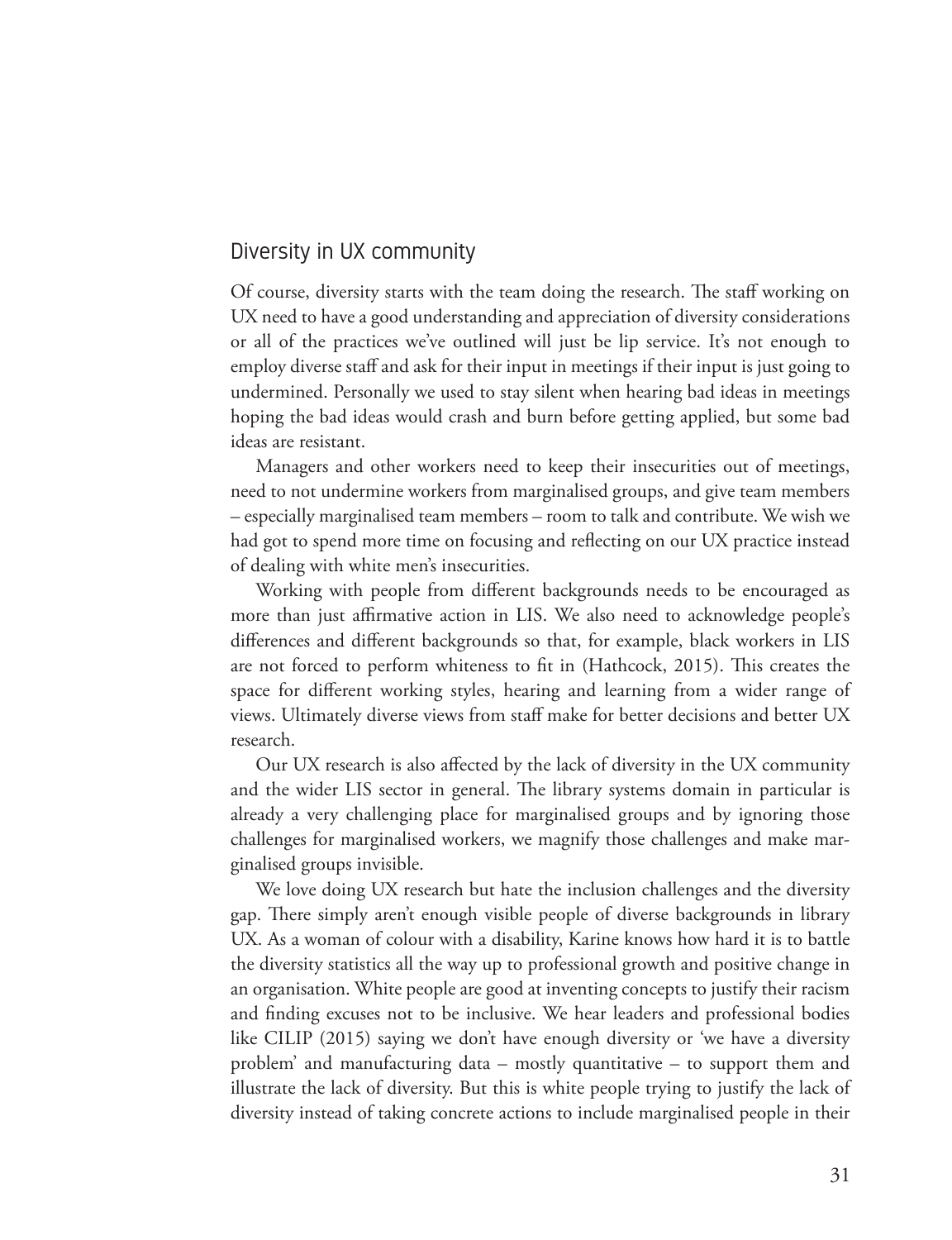## Diversity in UX community

Of course, diversity starts with the team doing the research. The staff working on UX need to have a good understanding and appreciation of diversity considerations or all of the practices we've outlined will just be lip service. It's not enough to employ diverse staff and ask for their input in meetings if their input is just going to undermined. Personally we used to stay silent when hearing bad ideas in meetings hoping the bad ideas would crash and burn before getting applied, but some bad ideas are resistant.

Managers and other workers need to keep their insecurities out of meetings, need to not undermine workers from marginalised groups, and give team members – especially marginalised team members – room to talk and contribute. We wish we had got to spend more time on focusing and reflecting on our UX practice instead of dealing with white men's insecurities.

Working with people from different backgrounds needs to be encouraged as more than just affirmative action in LIS. We also need to acknowledge people's differences and different backgrounds so that, for example, black workers in LIS are not forced to perform whiteness to fit in (Hathcock, 2015). This creates the space for different working styles, hearing and learning from a wider range of views. Ultimately diverse views from staff make for better decisions and better UX research.

Our UX research is also affected by the lack of diversity in the UX community and the wider LIS sector in general. The library systems domain in particular is already a very challenging place for marginalised groups and by ignoring those challenges for marginalised workers, we magnify those challenges and make marginalised groups invisible.

We love doing UX research but hate the inclusion challenges and the diversity gap. There simply aren't enough visible people of diverse backgrounds in library UX. As a woman of colour with a disability, Karine knows how hard it is to battle the diversity statistics all the way up to professional growth and positive change in an organisation. White people are good at inventing concepts to justify their racism and finding excuses not to be inclusive. We hear leaders and professional bodies like CILIP (2015) saying we don't have enough diversity or 'we have a diversity problem' and manufacturing data – mostly quantitative – to support them and illustrate the lack of diversity. But this is white people trying to justify the lack of diversity instead of taking concrete actions to include marginalised people in their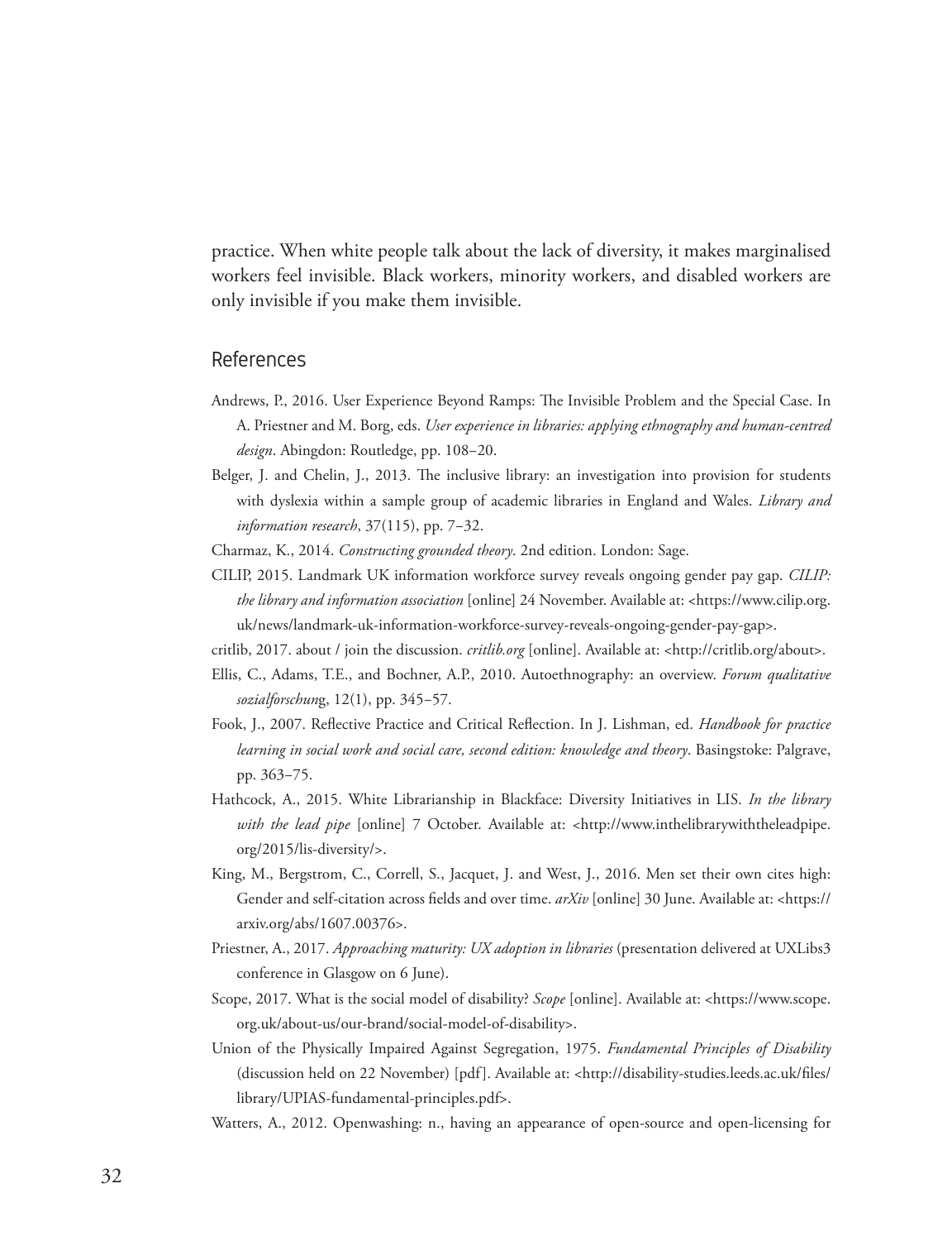practice. When white people talk about the lack of diversity, it makes marginalised workers feel invisible. Black workers, minority workers, and disabled workers are only invisible if you make them invisible.

## References

Andrews, P., 2016. User Experience Beyond Ramps: The Invisible Problem and the Special Case. In A. Priestner and M. Borg, eds. *User experience in libraries: applying ethnography and human-centred design*. Abingdon: Routledge, pp. 108–20.

Belger, J. and Chelin, J., 2013. The inclusive library: an investigation into provision for students with dyslexia within a sample group of academic libraries in England and Wales. *Library and information research*, 37(115), pp. 7–32.

Charmaz, K., 2014. *Constructing grounded theory*. 2nd edition. London: Sage.

CILIP, 2015. Landmark UK information workforce survey reveals ongoing gender pay gap. *CILIP: the library and information association* [online] 24 November. Available at: <https://www.cilip.org.uk/news/landmark-uk-information-workforce-survey-reveals-ongoing-gender-pay-gap>.

critlib, 2017. about / join the discussion. *critlib.org* [online]. Available at: <http://critlib.org/about>.

Ellis, C., Adams, T.E., and Bochner, A.P., 2010. Autoethnography: an overview. *Forum qualitative sozialforschung*, 12(1), pp. 345–57.

Fook, J., 2007. Reflective Practice and Critical Reflection. In J. Lishman, ed. *Handbook for practice learning in social work and social care, second edition: knowledge and theory*. Basingstoke: Palgrave, pp. 363–75.

Hathcock, A., 2015. White Librarianship in Blackface: Diversity Initiatives in LIS. *In the library with the lead pipe* [online] 7 October. Available at: <http://www.inthelibrarywiththeleadpipe.org/2015/lis-diversity/>.

King, M., Bergstrom, C., Correll, S., Jacquet, J. and West, J., 2016. Men set their own cites high: Gender and self-citation across fields and over time. *arXiv* [online] 30 June. Available at: <https://arxiv.org/abs/1607.00376>.

Priestner, A., 2017. *Approaching maturity: UX adoption in libraries* (presentation delivered at UXLibs3 conference in Glasgow on 6 June).

Scope, 2017. What is the social model of disability? *Scope* [online]. Available at: <https://www.scope.org.uk/about-us/our-brand/social-model-of-disability>.

Union of the Physically Impaired Against Segregation, 1975. *Fundamental Principles of Disability* (discussion held on 22 November) [pdf]. Available at: <http://disability-studies.leeds.ac.uk/files/library/UPIAS-fundamental-principles.pdf>.

Watters, A., 2012. Openwashing: n., having an appearance of open-source and open-licensing for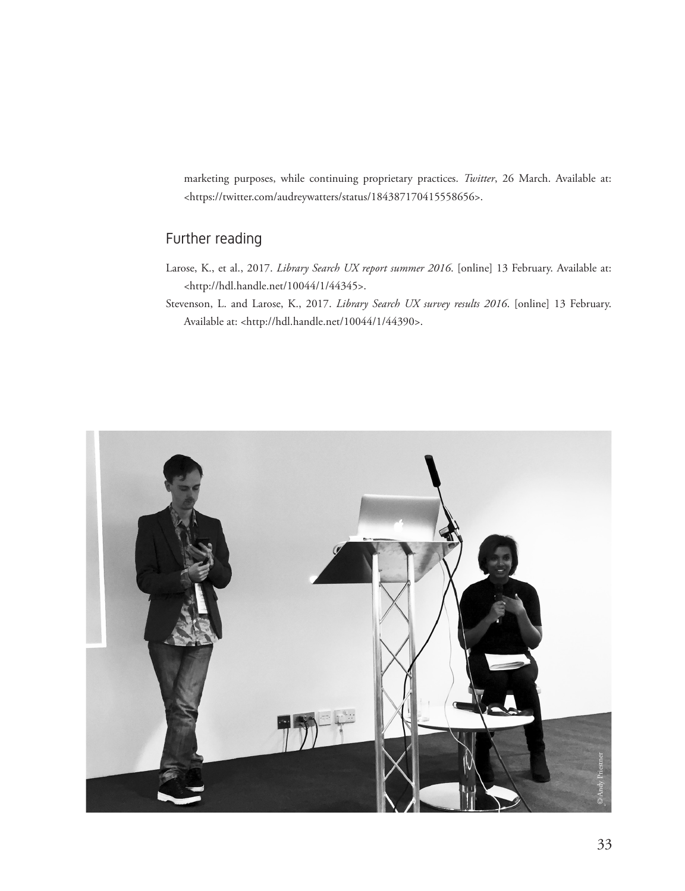marketing purposes, while continuing proprietary practices. *Twitter*, 26 March. Available at: <https://twitter.com/audreywatters/status/184387170415558656>.

## Further reading

Larose, K., et al., 2017. *Library Search UX report summer 2016*. [online] 13 February. Available at: <http://hdl.handle.net/10044/1/44345>.

Stevenson, L. and Larose, K., 2017. *Library Search UX survey results 2016*. [online] 13 February. Available at: <http://hdl.handle.net/10044/1/44390>.

© Andy Priestner